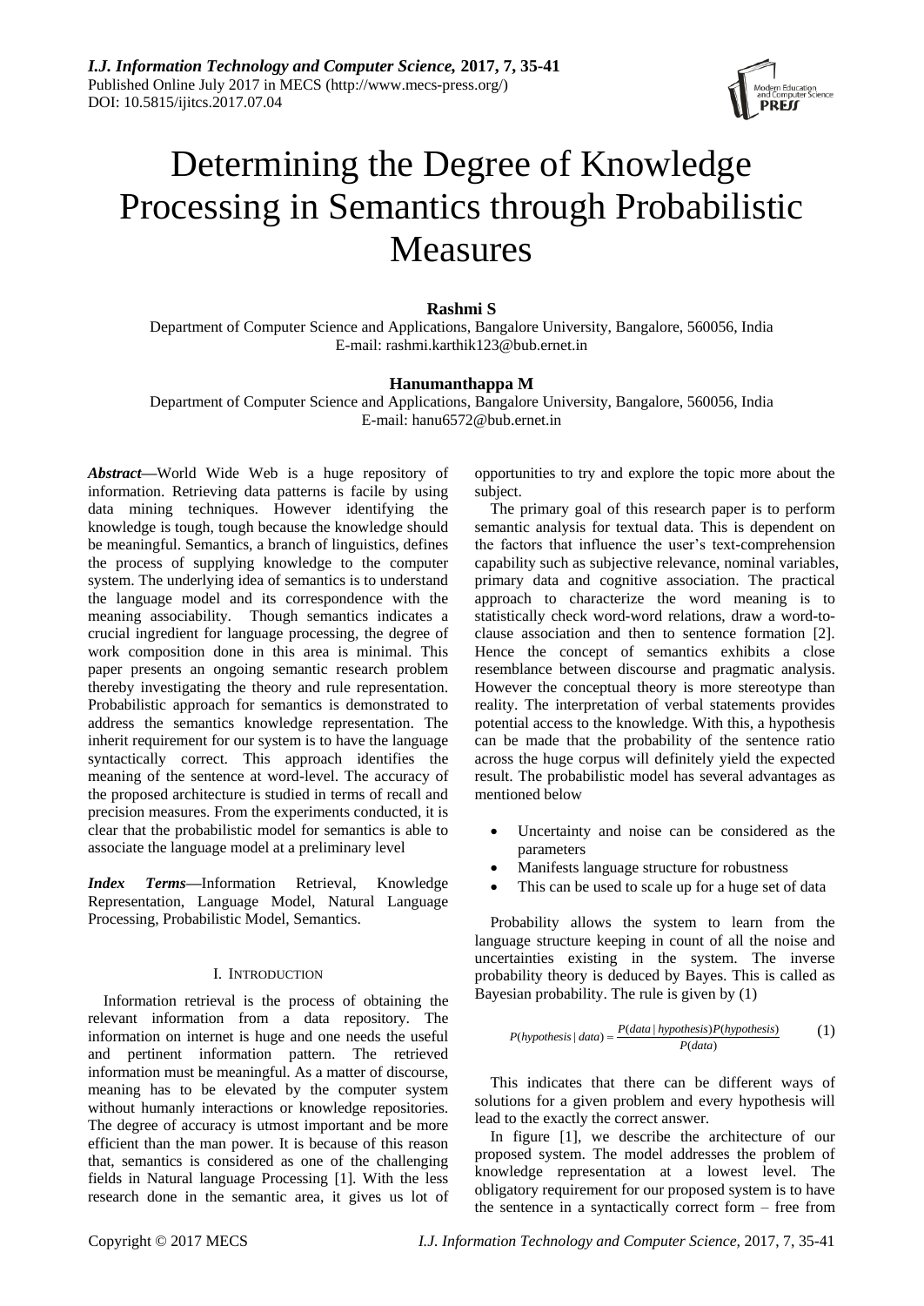# Determining the Degree of Knowledge Processing in Semantics through Probabilistic Measures

**Rashmi S**

Department of Computer Science and Applications, Bangalore University, Bangalore, 560056, India
E-mail: rashmi.karthik123@bub.ernet.in

**Hanumanthappa M**

Department of Computer Science and Applications, Bangalore University, Bangalore, 560056, India
E-mail: hanu6572@bub.ernet.in

***Abstract*—**World Wide Web is a huge repository of information. Retrieving data patterns is facile by using data mining techniques. However identifying the knowledge is tough, tough because the knowledge should be meaningful. Semantics, a branch of linguistics, defines the process of supplying knowledge to the computer system. The underlying idea of semantics is to understand the language model and its correspondence with the meaning associability. Though semantics indicates a crucial ingredient for language processing, the degree of work composition done in this area is minimal. This paper presents an ongoing semantic research problem thereby investigating the theory and rule representation. Probabilistic approach for semantics is demonstrated to address the semantics knowledge representation. The inherit requirement for our system is to have the language syntactically correct. This approach identifies the meaning of the sentence at word-level. The accuracy of the proposed architecture is studied in terms of recall and precision measures. From the experiments conducted, it is clear that the probabilistic model for semantics is able to associate the language model at a preliminary level

***Index Terms*—**Information Retrieval, Knowledge Representation, Language Model, Natural Language Processing, Probabilistic Model, Semantics.

## I. INTRODUCTION

Information retrieval is the process of obtaining the relevant information from a data repository. The information on internet is huge and one needs the useful and pertinent information pattern. The retrieved information must be meaningful. As a matter of discourse, meaning has to be elevated by the computer system without humanly interactions or knowledge repositories. The degree of accuracy is utmost important and be more efficient than the man power. It is because of this reason that, semantics is considered as one of the challenging fields in Natural language Processing [1]. With the less research done in the semantic area, it gives us lot of opportunities to try and explore the topic more about the subject.

The primary goal of this research paper is to perform semantic analysis for textual data. This is dependent on the factors that influence the user's text-comprehension capability such as subjective relevance, nominal variables, primary data and cognitive association. The practical approach to characterize the word meaning is to statistically check word-word relations, draw a word-to-clause association and then to sentence formation [2]. Hence the concept of semantics exhibits a close resemblance between discourse and pragmatic analysis. However the conceptual theory is more stereotype than reality. The interpretation of verbal statements provides potential access to the knowledge. With this, a hypothesis can be made that the probability of the sentence ratio across the huge corpus will definitely yield the expected result. The probabilistic model has several advantages as mentioned below

- Uncertainty and noise can be considered as the parameters
- Manifests language structure for robustness
- This can be used to scale up for a huge set of data

Probability allows the system to learn from the language structure keeping in count of all the noise and uncertainties existing in the system. The inverse probability theory is deduced by Bayes. This is called as Bayesian probability. The rule is given by (1)

$$P(hypothesis \mid data) = \frac{P(data \mid hypothesis)P(hypothesis)}{P(data)} \tag{1}$$

This indicates that there can be different ways of solutions for a given problem and every hypothesis will lead to the exactly the correct answer.

In figure [1], we describe the architecture of our proposed system. The model addresses the problem of knowledge representation at a lowest level. The obligatory requirement for our proposed system is to have the sentence in a syntactically correct form – free from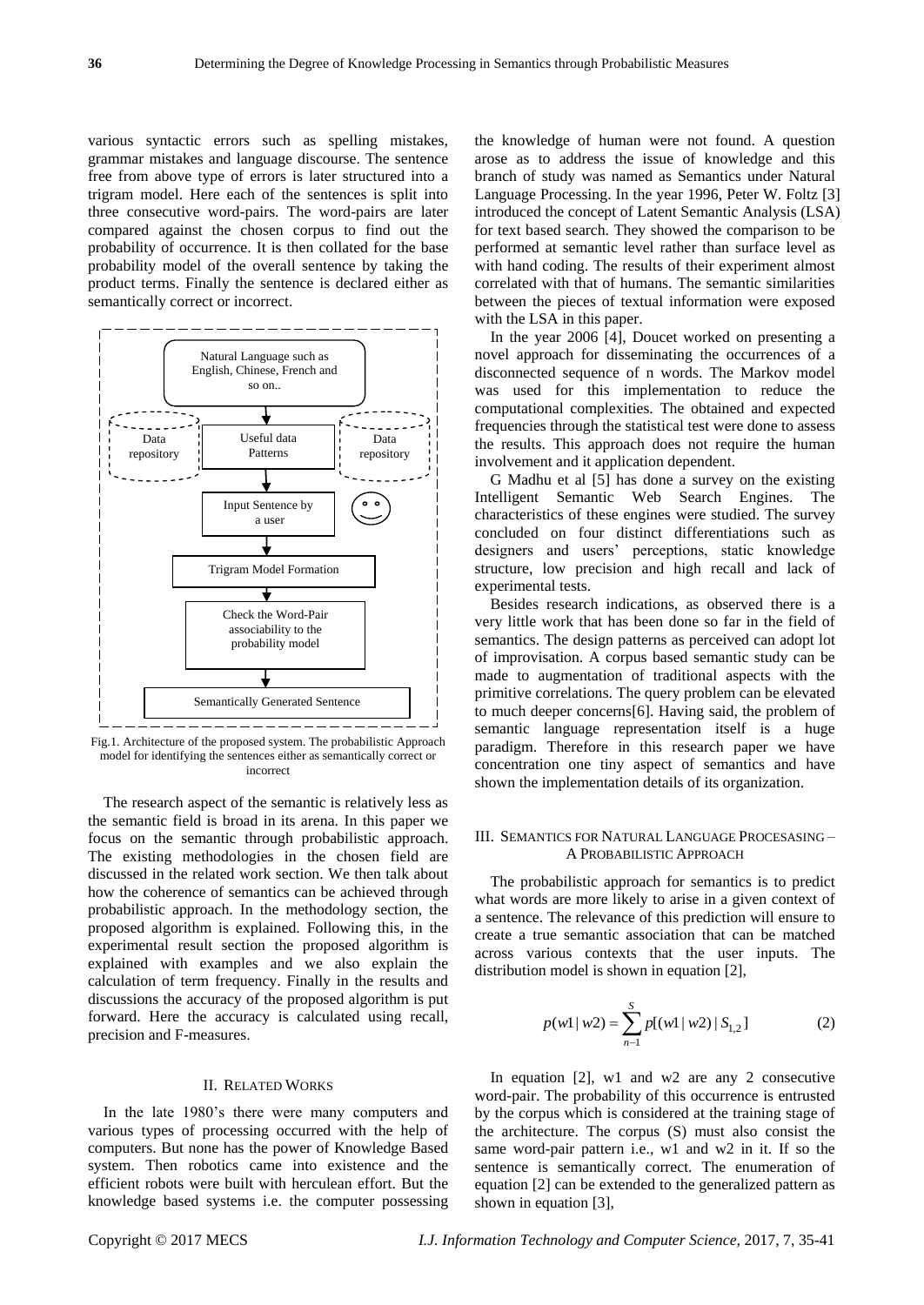various syntactic errors such as spelling mistakes, grammar mistakes and language discourse. The sentence free from above type of errors is later structured into a trigram model. Here each of the sentences is split into three consecutive word-pairs. The word-pairs are later compared against the chosen corpus to find out the probability of occurrence. It is then collated for the base probability model of the overall sentence by taking the product terms. Finally the sentence is declared either as semantically correct or incorrect.

Natural Language such as English, Chinese, French and so on..

Data repository | Useful data Patterns | Data repository

Input Sentence by a user

Trigram Model Formation

Check the Word-Pair associability to the probability model

Semantically Generated Sentence

Fig.1. Architecture of the proposed system. The probabilistic Approach model for identifying the sentences either as semantically correct or incorrect

The research aspect of the semantic is relatively less as the semantic field is broad in its arena. In this paper we focus on the semantic through probabilistic approach. The existing methodologies in the chosen field are discussed in the related work section. We then talk about how the coherence of semantics can be achieved through probabilistic approach. In the methodology section, the proposed algorithm is explained. Following this, in the experimental result section the proposed algorithm is explained with examples and we also explain the calculation of term frequency. Finally in the results and discussions the accuracy of the proposed algorithm is put forward. Here the accuracy is calculated using recall, precision and F-measures.

## II. Related Works

In the late 1980's there were many computers and various types of processing occurred with the help of computers. But none has the power of Knowledge Based system. Then robotics came into existence and the efficient robots were built with herculean effort. But the knowledge based systems i.e. the computer possessing the knowledge of human were not found. A question arose as to address the issue of knowledge and this branch of study was named as Semantics under Natural Language Processing. In the year 1996, Peter W. Foltz [3] introduced the concept of Latent Semantic Analysis (LSA) for text based search. They showed the comparison to be performed at semantic level rather than surface level as with hand coding. The results of their experiment almost correlated with that of humans. The semantic similarities between the pieces of textual information were exposed with the LSA in this paper.

In the year 2006 [4], Doucet worked on presenting a novel approach for disseminating the occurrences of a disconnected sequence of n words. The Markov model was used for this implementation to reduce the computational complexities. The obtained and expected frequencies through the statistical test were done to assess the results. This approach does not require the human involvement and it application dependent.

G Madhu et al [5] has done a survey on the existing Intelligent Semantic Web Search Engines. The characteristics of these engines were studied. The survey concluded on four distinct differentiations such as designers and users' perceptions, static knowledge structure, low precision and high recall and lack of experimental tests.

Besides research indications, as observed there is a very little work that has been done so far in the field of semantics. The design patterns as perceived can adopt lot of improvisation. A corpus based semantic study can be made to augmentation of traditional aspects with the primitive correlations. The query problem can be elevated to much deeper concerns[6]. Having said, the problem of semantic language representation itself is a huge paradigm. Therefore in this research paper we have concentration one tiny aspect of semantics and have shown the implementation details of its organization.

## III. Semantics for Natural Language Procesasing – A Probabilistic Approach

The probabilistic approach for semantics is to predict what words are more likely to arise in a given context of a sentence. The relevance of this prediction will ensure to create a true semantic association that can be matched across various contexts that the user inputs. The distribution model is shown in equation [2],

$$p(w1 \mid w2) = \sum_{n-1}^{S} p[(w1 \mid w2) \mid S_{1,2}] \qquad (2)$$

In equation [2], w1 and w2 are any 2 consecutive word-pair. The probability of this occurrence is entrusted by the corpus which is considered at the training stage of the architecture. The corpus (S) must also consist the same word-pair pattern i.e., w1 and w2 in it. If so the sentence is semantically correct. The enumeration of equation [2] can be extended to the generalized pattern as shown in equation [3],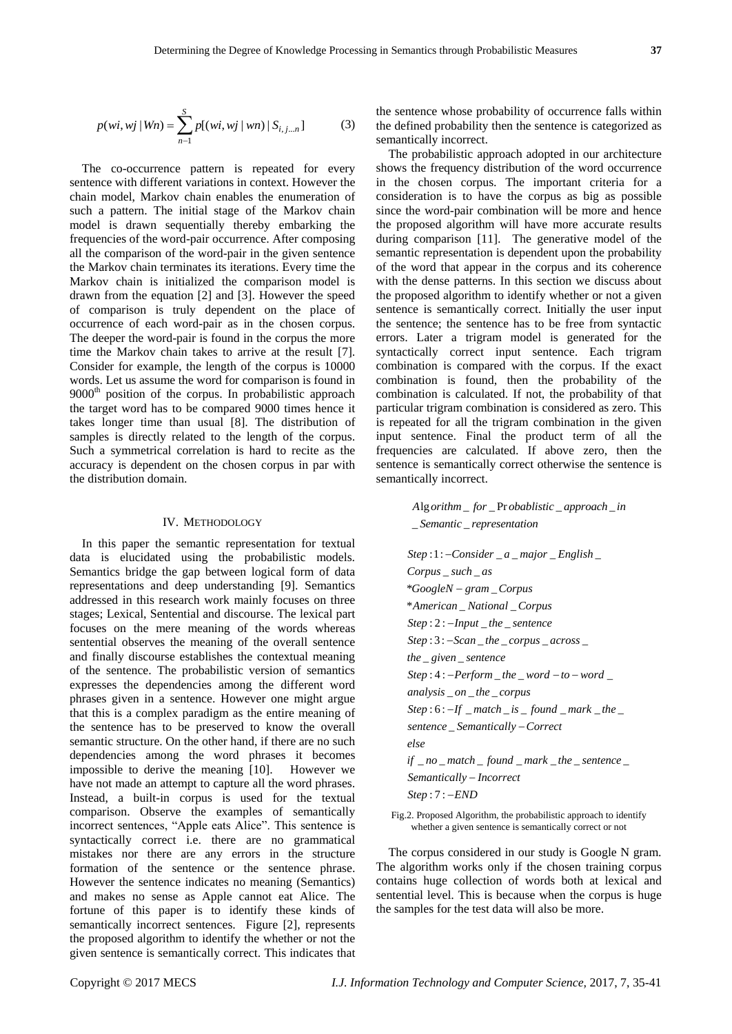$$p(wi, wj \mid Wn) = \sum_{n-1}^{S} p[(wi, wj \mid wn) \mid S_{i,j...n}] \quad (3)$$

The co-occurrence pattern is repeated for every sentence with different variations in context. However the chain model, Markov chain enables the enumeration of such a pattern. The initial stage of the Markov chain model is drawn sequentially thereby embarking the frequencies of the word-pair occurrence. After composing all the comparison of the word-pair in the given sentence the Markov chain terminates its iterations. Every time the Markov chain is initialized the comparison model is drawn from the equation [2] and [3]. However the speed of comparison is truly dependent on the place of occurrence of each word-pair as in the chosen corpus. The deeper the word-pair is found in the corpus the more time the Markov chain takes to arrive at the result [7]. Consider for example, the length of the corpus is 10000 words. Let us assume the word for comparison is found in 9000th position of the corpus. In probabilistic approach the target word has to be compared 9000 times hence it takes longer time than usual [8]. The distribution of samples is directly related to the length of the corpus. Such a symmetrical correlation is hard to recite as the accuracy is dependent on the chosen corpus in par with the distribution domain.

## IV. Methodology

In this paper the semantic representation for textual data is elucidated using the probabilistic models. Semantics bridge the gap between logical form of data representations and deep understanding [9]. Semantics addressed in this research work mainly focuses on three stages; Lexical, Sentential and discourse. The lexical part focuses on the mere meaning of the words whereas sentential observes the meaning of the overall sentence and finally discourse establishes the contextual meaning of the sentence. The probabilistic version of semantics expresses the dependencies among the different word phrases given in a sentence. However one might argue that this is a complex paradigm as the entire meaning of the sentence has to be preserved to know the overall semantic structure. On the other hand, if there are no such dependencies among the word phrases it becomes impossible to derive the meaning [10]. However we have not made an attempt to capture all the word phrases. Instead, a built-in corpus is used for the textual comparison. Observe the examples of semantically incorrect sentences, "Apple eats Alice". This sentence is syntactically correct i.e. there are no grammatical mistakes nor there are any errors in the structure formation of the sentence or the sentence phrase. However the sentence indicates no meaning (Semantics) and makes no sense as Apple cannot eat Alice. The fortune of this paper is to identify these kinds of semantically incorrect sentences. Figure [2], represents the proposed algorithm to identify the whether or not the given sentence is semantically correct. This indicates that the sentence whose probability of occurrence falls within the defined probability then the sentence is categorized as semantically incorrect.

The probabilistic approach adopted in our architecture shows the frequency distribution of the word occurrence in the chosen corpus. The important criteria for a consideration is to have the corpus as big as possible since the word-pair combination will be more and hence the proposed algorithm will have more accurate results during comparison [11]. The generative model of the semantic representation is dependent upon the probability of the word that appear in the corpus and its coherence with the dense patterns. In this section we discuss about the proposed algorithm to identify whether or not a given sentence is semantically correct. Initially the user input the sentence; the sentence has to be free from syntactic errors. Later a trigram model is generated for the syntactically correct input sentence. Each trigram combination is compared with the corpus. If the exact combination is found, then the probability of the combination is calculated. If not, the probability of that particular trigram combination is considered as zero. This is repeated for all the trigram combination in the given input sentence. Final the product term of all the frequencies are calculated. If above zero, then the sentence is semantically correct otherwise the sentence is semantically incorrect.

*Algorithm_for_Probablistic_approach_in_Semantic_representation*

*Step:1:–Consider_a_major_English_Corpus_such_as*
*\*GoogleN–gram_Corpus*
*\*American_National_Corpus*
*Step:2:–Input_the_sentence*
*Step:3:–Scan_the_corpus_across_the_given_sentence*
*Step:4:–Perform_the_word–to–word_analysis_on_the_corpus*
*Step:6:–If _match_is_ found_mark_the_sentence_Semantically–Correct*
*else*
*if _no_match_ found_mark_the_sentence_Semantically–Incorrect*
*Step:7:–END*

Fig.2. Proposed Algorithm, the probabilistic approach to identify whether a given sentence is semantically correct or not

The corpus considered in our study is Google N gram. The algorithm works only if the chosen training corpus contains huge collection of words both at lexical and sentential level. This is because when the corpus is huge the samples for the test data will also be more.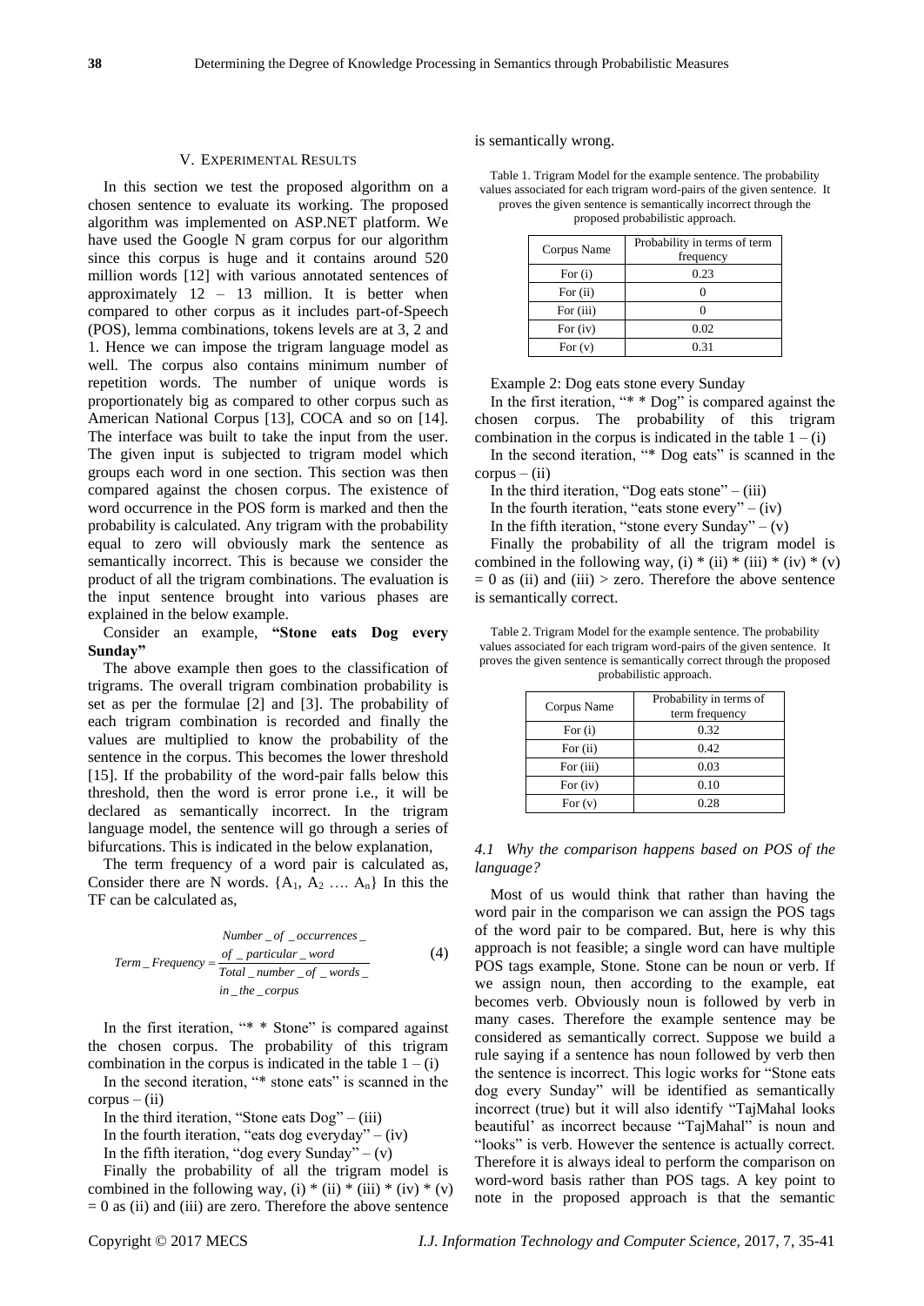## V. Experimental Results

In this section we test the proposed algorithm on a chosen sentence to evaluate its working. The proposed algorithm was implemented on ASP.NET platform. We have used the Google N gram corpus for our algorithm since this corpus is huge and it contains around 520 million words [12] with various annotated sentences of approximately 12 – 13 million. It is better when compared to other corpus as it includes part-of-Speech (POS), lemma combinations, tokens levels are at 3, 2 and 1. Hence we can impose the trigram language model as well. The corpus also contains minimum number of repetition words. The number of unique words is proportionately big as compared to other corpus such as American National Corpus [13], COCA and so on [14]. The interface was built to take the input from the user. The given input is subjected to trigram model which groups each word in one section. This section was then compared against the chosen corpus. The existence of word occurrence in the POS form is marked and then the probability is calculated. Any trigram with the probability equal to zero will obviously mark the sentence as semantically incorrect. This is because we consider the product of all the trigram combinations. The evaluation is the input sentence brought into various phases are explained in the below example.

Consider an example, **"Stone eats Dog every Sunday"**

The above example then goes to the classification of trigrams. The overall trigram combination probability is set as per the formulae [2] and [3]. The probability of each trigram combination is recorded and finally the values are multiplied to know the probability of the sentence in the corpus. This becomes the lower threshold [15]. If the probability of the word-pair falls below this threshold, then the word is error prone i.e., it will be declared as semantically incorrect. In the trigram language model, the sentence will go through a series of bifurcations. This is indicated in the below explanation,

The term frequency of a word pair is calculated as, Consider there are N words. $\{A_1, A_2 \ldots. A_n\}$ In this the TF can be calculated as,

$$Term\_Frequency = \frac{Number\_of\_occurrences\_of\_particular\_word}{Total\_number\_of\_words\_in\_the\_corpus} \quad (4)$$

In the first iteration, "* * Stone" is compared against the chosen corpus. The probability of this trigram combination in the corpus is indicated in the table 1 – (i)

In the second iteration, "* stone eats" is scanned in the corpus – (ii)

In the third iteration, "Stone eats Dog" – (iii)

In the fourth iteration, "eats dog everyday" – (iv)

In the fifth iteration, "dog every Sunday" – (v)

Finally the probability of all the trigram model is combined in the following way, (i) * (ii) * (iii) * (iv) * (v) = 0 as (ii) and (iii) are zero. Therefore the above sentence is semantically wrong.

Table 1. Trigram Model for the example sentence. The probability values associated for each trigram word-pairs of the given sentence. It proves the given sentence is semantically incorrect through the proposed probabilistic approach.

| Corpus Name | Probability in terms of term frequency |
|---|---|
| For (i) | 0.23 |
| For (ii) | 0 |
| For (iii) | 0 |
| For (iv) | 0.02 |
| For (v) | 0.31 |

Example 2: Dog eats stone every Sunday

In the first iteration, "* * Dog" is compared against the chosen corpus. The probability of this trigram combination in the corpus is indicated in the table 1 – (i)

In the second iteration, "* Dog eats" is scanned in the corpus – (ii)

In the third iteration, "Dog eats stone" – (iii)

In the fourth iteration, "eats stone every" – (iv)

In the fifth iteration, "stone every Sunday" – (v)

Finally the probability of all the trigram model is combined in the following way, (i) * (ii) * (iii) * (iv) * (v) = 0 as (ii) and (iii) > zero. Therefore the above sentence is semantically correct.

Table 2. Trigram Model for the example sentence. The probability values associated for each trigram word-pairs of the given sentence. It proves the given sentence is semantically correct through the proposed probabilistic approach.

| Corpus Name | Probability in terms of term frequency |
|---|---|
| For (i) | 0.32 |
| For (ii) | 0.42 |
| For (iii) | 0.03 |
| For (iv) | 0.10 |
| For (v) | 0.28 |

### *4.1 Why the comparison happens based on POS of the language?*

Most of us would think that rather than having the word pair in the comparison we can assign the POS tags of the word pair to be compared. But, here is why this approach is not feasible; a single word can have multiple POS tags example, Stone. Stone can be noun or verb. If we assign noun, then according to the example, eat becomes verb. Obviously noun is followed by verb in many cases. Therefore the example sentence may be considered as semantically correct. Suppose we build a rule saying if a sentence has noun followed by verb then the sentence is incorrect. This logic works for "Stone eats dog every Sunday" will be identified as semantically incorrect (true) but it will also identify "TajMahal looks beautiful' as incorrect because "TajMahal" is noun and "looks" is verb. However the sentence is actually correct. Therefore it is always ideal to perform the comparison on word-word basis rather than POS tags. A key point to note in the proposed approach is that the semantic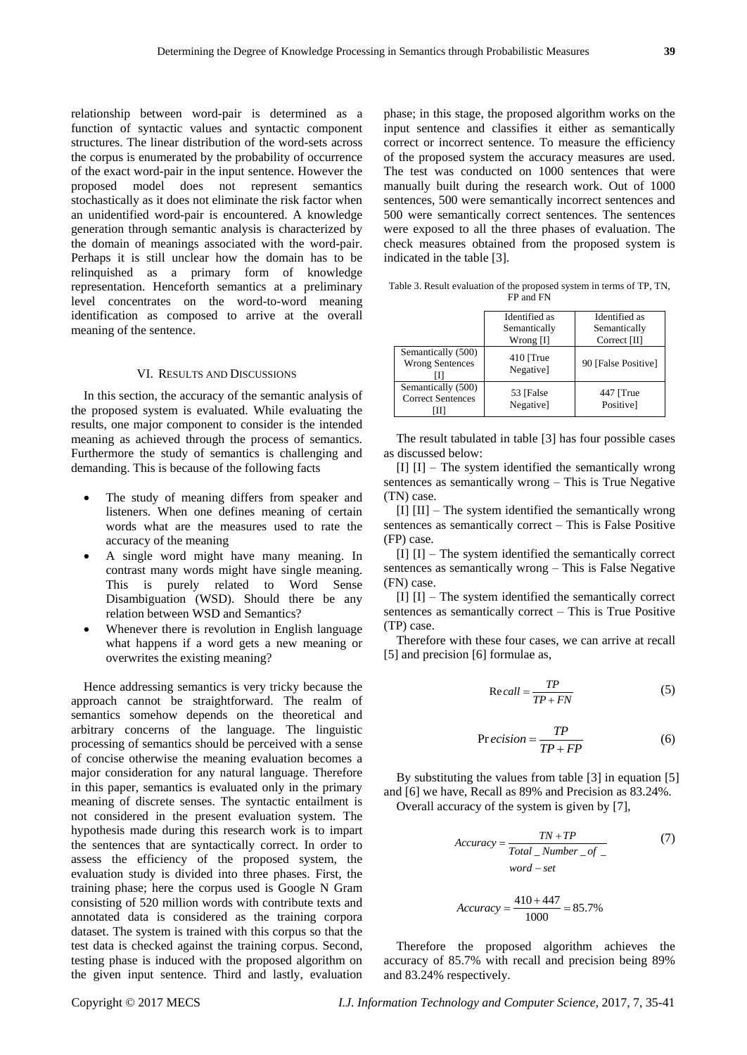relationship between word-pair is determined as a function of syntactic values and syntactic component structures. The linear distribution of the word-sets across the corpus is enumerated by the probability of occurrence of the exact word-pair in the input sentence. However the proposed model does not represent semantics stochastically as it does not eliminate the risk factor when an unidentified word-pair is encountered. A knowledge generation through semantic analysis is characterized by the domain of meanings associated with the word-pair. Perhaps it is still unclear how the domain has to be relinquished as a primary form of knowledge representation. Henceforth semantics at a preliminary level concentrates on the word-to-word meaning identification as composed to arrive at the overall meaning of the sentence.

## VI. Results and Discussions

In this section, the accuracy of the semantic analysis of the proposed system is evaluated. While evaluating the results, one major component to consider is the intended meaning as achieved through the process of semantics. Furthermore the study of semantics is challenging and demanding. This is because of the following facts

- The study of meaning differs from speaker and listeners. When one defines meaning of certain words what are the measures used to rate the accuracy of the meaning
- A single word might have many meaning. In contrast many words might have single meaning. This is purely related to Word Sense Disambiguation (WSD). Should there be any relation between WSD and Semantics?
- Whenever there is revolution in English language what happens if a word gets a new meaning or overwrites the existing meaning?

Hence addressing semantics is very tricky because the approach cannot be straightforward. The realm of semantics somehow depends on the theoretical and arbitrary concerns of the language. The linguistic processing of semantics should be perceived with a sense of concise otherwise the meaning evaluation becomes a major consideration for any natural language. Therefore in this paper, semantics is evaluated only in the primary meaning of discrete senses. The syntactic entailment is not considered in the present evaluation system. The hypothesis made during this research work is to impart the sentences that are syntactically correct. In order to assess the efficiency of the proposed system, the evaluation study is divided into three phases. First, the training phase; here the corpus used is Google N Gram consisting of 520 million words with contribute texts and annotated data is considered as the training corpora dataset. The system is trained with this corpus so that the test data is checked against the training corpus. Second, testing phase is induced with the proposed algorithm on the given input sentence. Third and lastly, evaluation phase; in this stage, the proposed algorithm works on the input sentence and classifies it either as semantically correct or incorrect sentence. To measure the efficiency of the proposed system the accuracy measures are used. The test was conducted on 1000 sentences that were manually built during the research work. Out of 1000 sentences, 500 were semantically incorrect sentences and 500 were semantically correct sentences. The sentences were exposed to all the three phases of evaluation. The check measures obtained from the proposed system is indicated in the table [3].

Table 3. Result evaluation of the proposed system in terms of TP, TN, FP and FN

| | Identified as Semantically Wrong [I] | Identified as Semantically Correct [II] |
|---|---|---|
| Semantically (500) Wrong Sentences [I] | 410 [True Negative] | 90 [False Positive] |
| Semantically (500) Correct Sentences [II] | 53 [False Negative] | 447 [True Positive] |

The result tabulated in table [3] has four possible cases as discussed below:

[I] [I] – The system identified the semantically wrong sentences as semantically wrong – This is True Negative (TN) case.

[I] [II] – The system identified the semantically wrong sentences as semantically correct – This is False Positive (FP) case.

[I] [I] – The system identified the semantically correct sentences as semantically wrong – This is False Negative (FN) case.

[I] [I] – The system identified the semantically correct sentences as semantically correct – This is True Positive (TP) case.

Therefore with these four cases, we can arrive at recall [5] and precision [6] formulae as,

$$Recall = \frac{TP}{TP + FN} \tag{5}$$

$$Precision = \frac{TP}{TP + FP} \tag{6}$$

By substituting the values from table [3] in equation [5] and [6] we have, Recall as 89% and Precision as 83.24%.

Overall accuracy of the system is given by [7],

$$Accuracy = \frac{TN + TP}{Total\_Number\_of\_word-set} \tag{7}$$

$$Accuracy = \frac{410 + 447}{1000} = 85.7\%$$

Therefore the proposed algorithm achieves the accuracy of 85.7% with recall and precision being 89% and 83.24% respectively.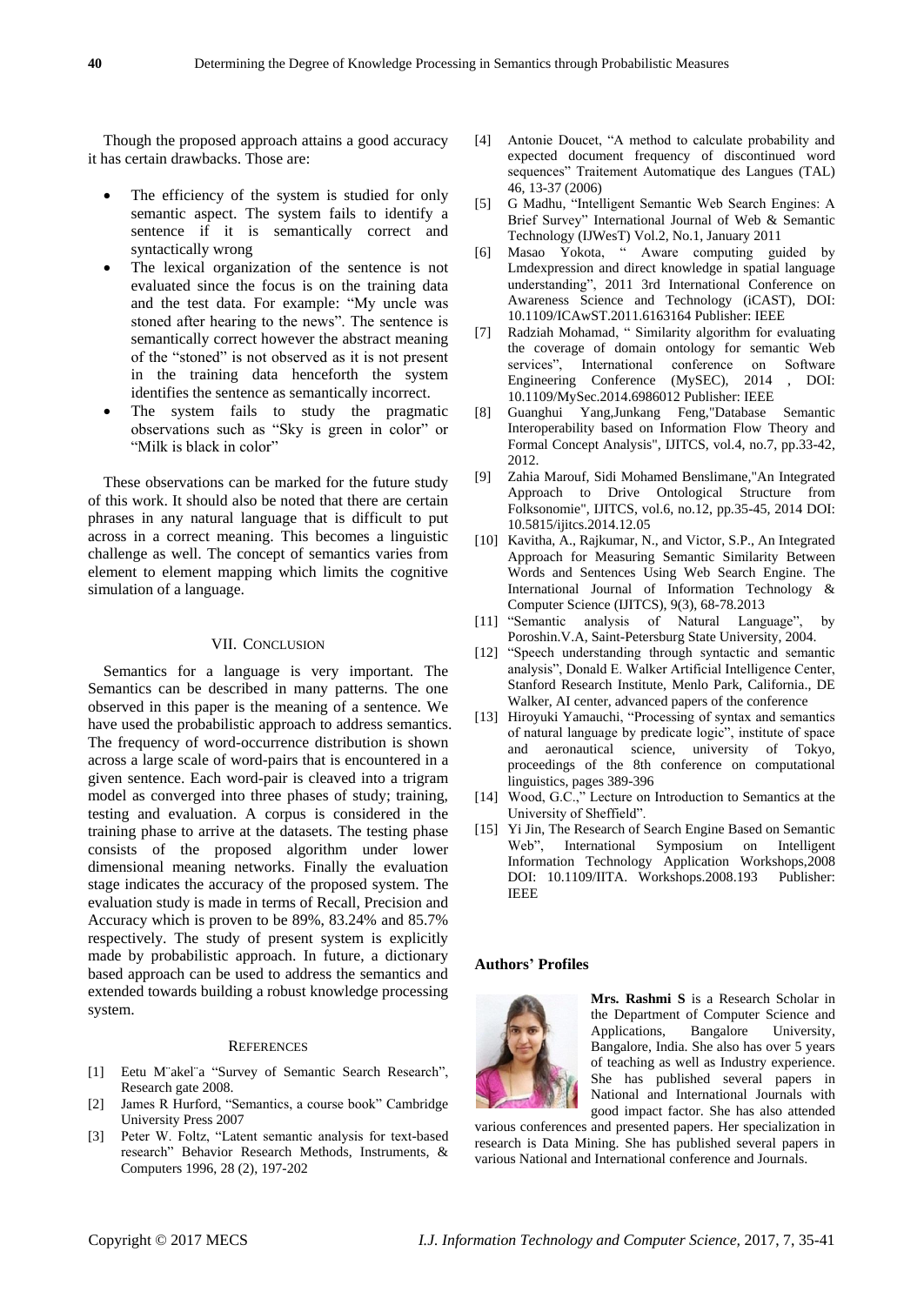Though the proposed approach attains a good accuracy it has certain drawbacks. Those are:

- The efficiency of the system is studied for only semantic aspect. The system fails to identify a sentence if it is semantically correct and syntactically wrong
- The lexical organization of the sentence is not evaluated since the focus is on the training data and the test data. For example: "My uncle was stoned after hearing to the news". The sentence is semantically correct however the abstract meaning of the "stoned" is not observed as it is not present in the training data henceforth the system identifies the sentence as semantically incorrect.
- The system fails to study the pragmatic observations such as "Sky is green in color" or "Milk is black in color"

These observations can be marked for the future study of this work. It should also be noted that there are certain phrases in any natural language that is difficult to put across in a correct meaning. This becomes a linguistic challenge as well. The concept of semantics varies from element to element mapping which limits the cognitive simulation of a language.

## VII. Conclusion

Semantics for a language is very important. The Semantics can be described in many patterns. The one observed in this paper is the meaning of a sentence. We have used the probabilistic approach to address semantics. The frequency of word-occurrence distribution is shown across a large scale of word-pairs that is encountered in a given sentence. Each word-pair is cleaved into a trigram model as converged into three phases of study; training, testing and evaluation. A corpus is considered in the training phase to arrive at the datasets. The testing phase consists of the proposed algorithm under lower dimensional meaning networks. Finally the evaluation stage indicates the accuracy of the proposed system. The evaluation study is made in terms of Recall, Precision and Accuracy which is proven to be 89%, 83.24% and 85.7% respectively. The study of present system is explicitly made by probabilistic approach. In future, a dictionary based approach can be used to address the semantics and extended towards building a robust knowledge processing system.

## References

[1] Eetu M¨akel¨a "Survey of Semantic Search Research", Research gate 2008.

[2] James R Hurford, "Semantics, a course book" Cambridge University Press 2007

[3] Peter W. Foltz, "Latent semantic analysis for text-based research" Behavior Research Methods, Instruments, & Computers 1996, 28 (2), 197-202

[4] Antonie Doucet, "A method to calculate probability and expected document frequency of discontinued word sequences" Traitement Automatique des Langues (TAL) 46, 13-37 (2006)

[5] G Madhu, "Intelligent Semantic Web Search Engines: A Brief Survey" International Journal of Web & Semantic Technology (IJWesT) Vol.2, No.1, January 2011

[6] Masao Yokota, " Aware computing guided by Lmdexpression and direct knowledge in spatial language understanding", 2011 3rd International Conference on Awareness Science and Technology (iCAST), DOI: 10.1109/ICAwST.2011.6163164 Publisher: IEEE

[7] Radziah Mohamad, " Similarity algorithm for evaluating the coverage of domain ontology for semantic Web services", International conference on Software Engineering Conference (MySEC), 2014 , DOI: 10.1109/MySec.2014.6986012 Publisher: IEEE

[8] Guanghui Yang,Junkang Feng,"Database Semantic Interoperability based on Information Flow Theory and Formal Concept Analysis", IJITCS, vol.4, no.7, pp.33-42, 2012.

[9] Zahia Marouf, Sidi Mohamed Benslimane,"An Integrated Approach to Drive Ontological Structure from Folksonomie", IJITCS, vol.6, no.12, pp.35-45, 2014 DOI: 10.5815/ijitcs.2014.12.05

[10] Kavitha, A., Rajkumar, N., and Victor, S.P., An Integrated Approach for Measuring Semantic Similarity Between Words and Sentences Using Web Search Engine. The International Journal of Information Technology & Computer Science (IJITCS), 9(3), 68-78.2013

[11] "Semantic analysis of Natural Language", by Poroshin.V.A, Saint-Petersburg State University, 2004.

[12] "Speech understanding through syntactic and semantic analysis", Donald E. Walker Artificial Intelligence Center, Stanford Research Institute, Menlo Park, California., DE Walker, AI center, advanced papers of the conference

[13] Hiroyuki Yamauchi, "Processing of syntax and semantics of natural language by predicate logic", institute of space and aeronautical science, university of Tokyo, proceedings of the 8th conference on computational linguistics, pages 389-396

[14] Wood, G.C.," Lecture on Introduction to Semantics at the University of Sheffield".

[15] Yi Jin, The Research of Search Engine Based on Semantic Web", International Symposium on Intelligent Information Technology Application Workshops,2008 DOI: 10.1109/IITA. Workshops.2008.193 Publisher: IEEE

## Authors' Profiles

**Mrs. Rashmi S** is a Research Scholar in the Department of Computer Science and Applications, Bangalore University, Bangalore, India. She also has over 5 years of teaching as well as Industry experience. She has published several papers in National and International Journals with good impact factor. She has also attended various conferences and presented papers. Her specialization in research is Data Mining. She has published several papers in various National and International conference and Journals.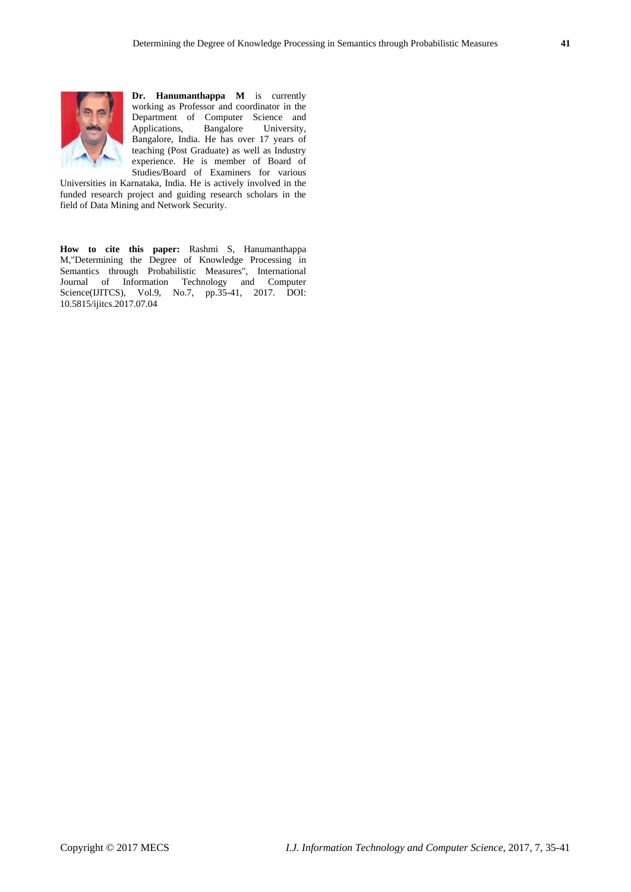**Dr. Hanumanthappa M** is currently working as Professor and coordinator in the Department of Computer Science and Applications, Bangalore University, Bangalore, India. He has over 17 years of teaching (Post Graduate) as well as Industry experience. He is member of Board of Studies/Board of Examiners for various Universities in Karnataka, India. He is actively involved in the funded research project and guiding research scholars in the field of Data Mining and Network Security.

**How to cite this paper:** Rashmi S, Hanumanthappa M,"Determining the Degree of Knowledge Processing in Semantics through Probabilistic Measures", International Journal of Information Technology and Computer Science(IJITCS), Vol.9, No.7, pp.35-41, 2017. DOI: 10.5815/ijitcs.2017.07.04